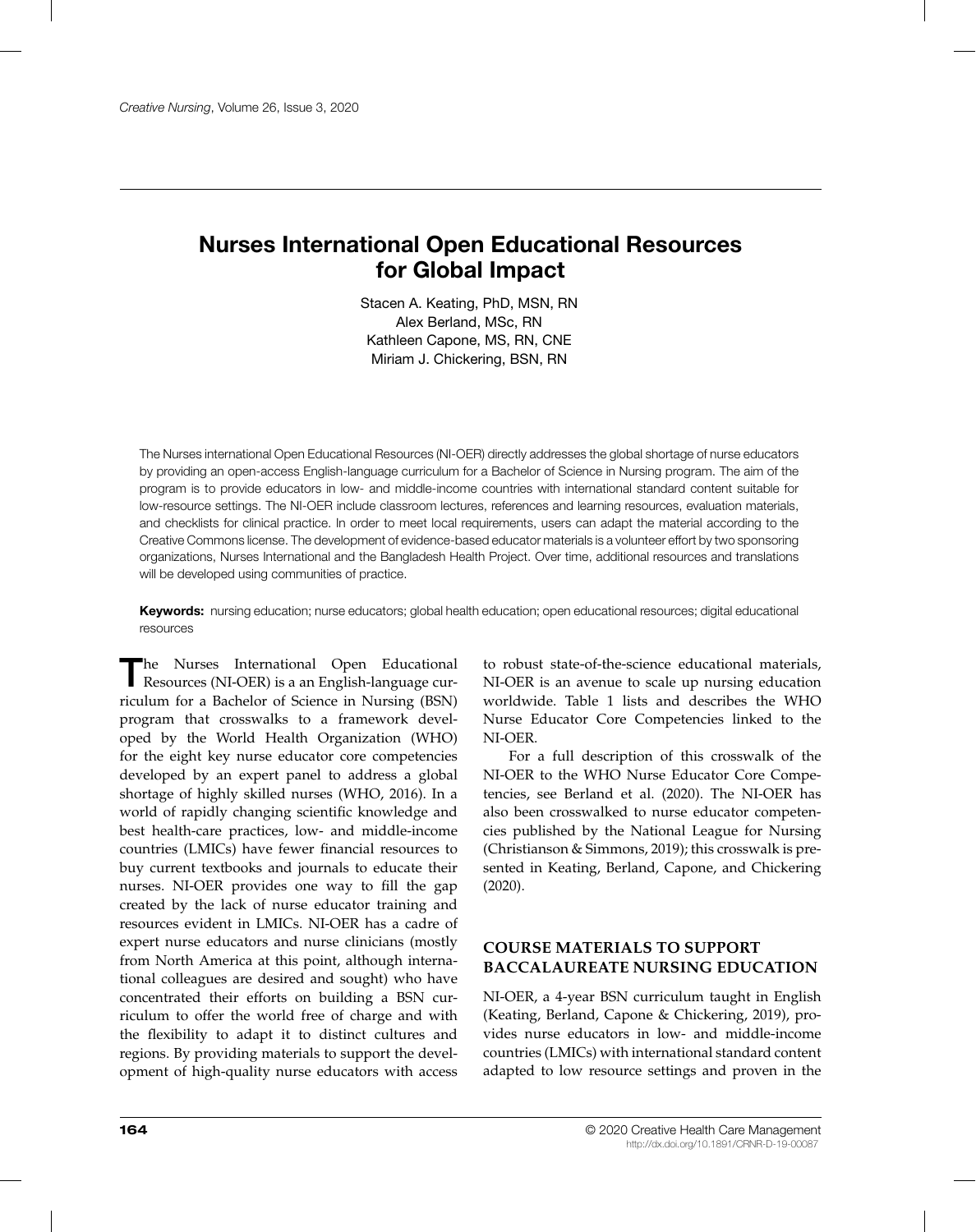# Nurses International Open Educational Resources for Global Impact

Stacen A. Keating, PhD, MSN, RN
Alex Berland, MSc, RN
Kathleen Capone, MS, RN, CNE
Miriam J. Chickering, BSN, RN

The Nurses international Open Educational Resources (NI-OER) directly addresses the global shortage of nurse educators by providing an open-access English-language curriculum for a Bachelor of Science in Nursing program. The aim of the program is to provide educators in low- and middle-income countries with international standard content suitable for low-resource settings. The NI-OER include classroom lectures, references and learning resources, evaluation materials, and checklists for clinical practice. In order to meet local requirements, users can adapt the material according to the Creative Commons license. The development of evidence-based educator materials is a volunteer effort by two sponsoring organizations, Nurses International and the Bangladesh Health Project. Over time, additional resources and translations will be developed using communities of practice.

**Keywords:** nursing education; nurse educators; global health education; open educational resources; digital educational resources

The Nurses International Open Educational Resources (NI-OER) is a an English-language curriculum for a Bachelor of Science in Nursing (BSN) program that crosswalks to a framework developed by the World Health Organization (WHO) for the eight key nurse educator core competencies developed by an expert panel to address a global shortage of highly skilled nurses (WHO, 2016). In a world of rapidly changing scientific knowledge and best health-care practices, low- and middle-income countries (LMICs) have fewer financial resources to buy current textbooks and journals to educate their nurses. NI-OER provides one way to fill the gap created by the lack of nurse educator training and resources evident in LMICs. NI-OER has a cadre of expert nurse educators and nurse clinicians (mostly from North America at this point, although international colleagues are desired and sought) who have concentrated their efforts on building a BSN curriculum to offer the world free of charge and with the flexibility to adapt it to distinct cultures and regions. By providing materials to support the development of high-quality nurse educators with access to robust state-of-the-science educational materials, NI-OER is an avenue to scale up nursing education worldwide. Table 1 lists and describes the WHO Nurse Educator Core Competencies linked to the NI-OER.

For a full description of this crosswalk of the NI-OER to the WHO Nurse Educator Core Competencies, see Berland et al. (2020). The NI-OER has also been crosswalked to nurse educator competencies published by the National League for Nursing (Christianson & Simmons, 2019); this crosswalk is presented in Keating, Berland, Capone, and Chickering (2020).

## COURSE MATERIALS TO SUPPORT BACCALAUREATE NURSING EDUCATION

NI-OER, a 4-year BSN curriculum taught in English (Keating, Berland, Capone & Chickering, 2019), provides nurse educators in low- and middle-income countries (LMICs) with international standard content adapted to low resource settings and proven in the

© 2020 Creative Health Care Management
http://dx.doi.org/10.1891/CRNR-D-19-00087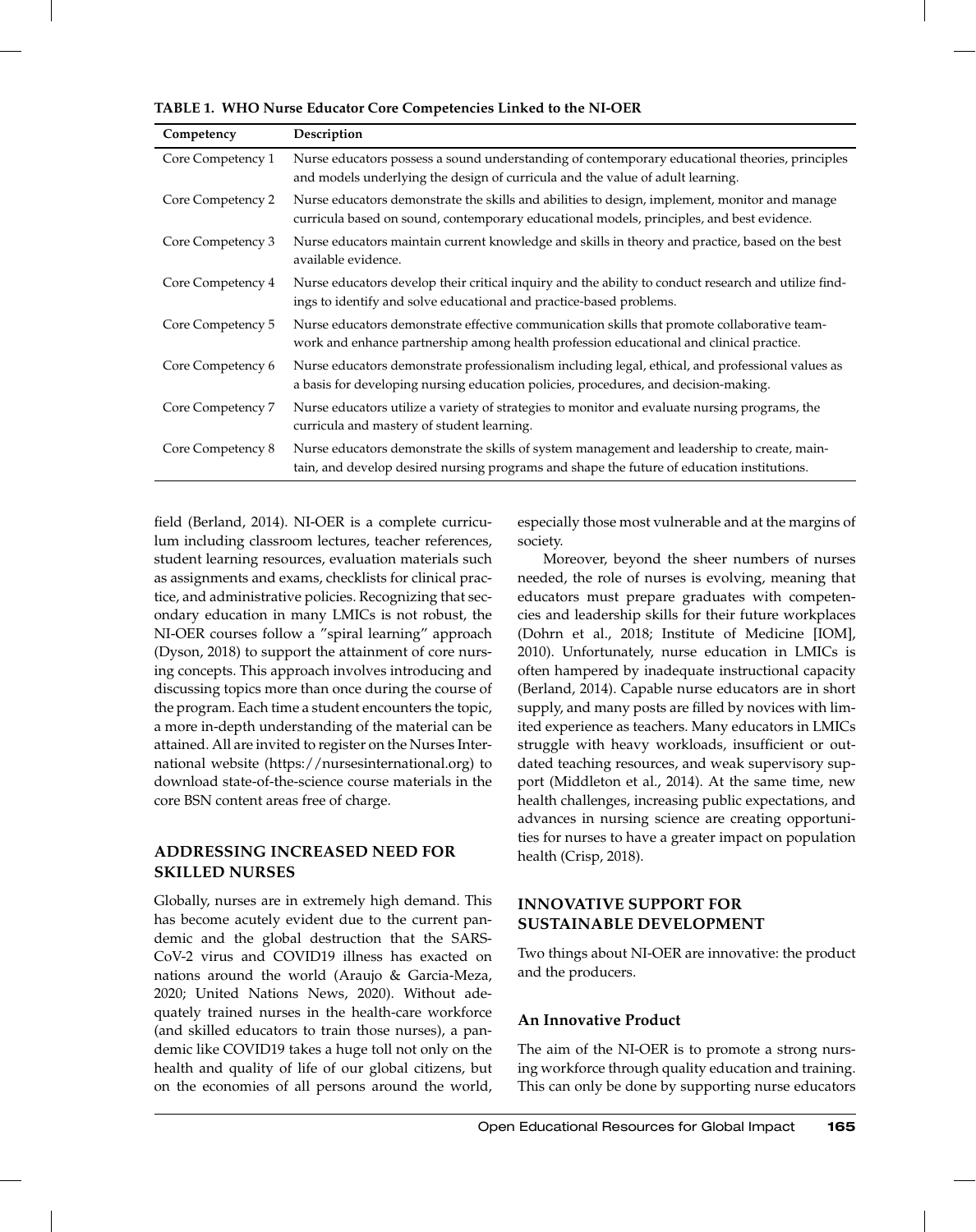**TABLE 1. WHO Nurse Educator Core Competencies Linked to the NI-OER**

| Competency | Description |
|---|---|
| Core Competency 1 | Nurse educators possess a sound understanding of contemporary educational theories, principles and models underlying the design of curricula and the value of adult learning. |
| Core Competency 2 | Nurse educators demonstrate the skills and abilities to design, implement, monitor and manage curricula based on sound, contemporary educational models, principles, and best evidence. |
| Core Competency 3 | Nurse educators maintain current knowledge and skills in theory and practice, based on the best available evidence. |
| Core Competency 4 | Nurse educators develop their critical inquiry and the ability to conduct research and utilize findings to identify and solve educational and practice-based problems. |
| Core Competency 5 | Nurse educators demonstrate effective communication skills that promote collaborative teamwork and enhance partnership among health profession educational and clinical practice. |
| Core Competency 6 | Nurse educators demonstrate professionalism including legal, ethical, and professional values as a basis for developing nursing education policies, procedures, and decision-making. |
| Core Competency 7 | Nurse educators utilize a variety of strategies to monitor and evaluate nursing programs, the curricula and mastery of student learning. |
| Core Competency 8 | Nurse educators demonstrate the skills of system management and leadership to create, maintain, and develop desired nursing programs and shape the future of education institutions. |

field (Berland, 2014). NI-OER is a complete curriculum including classroom lectures, teacher references, student learning resources, evaluation materials such as assignments and exams, checklists for clinical practice, and administrative policies. Recognizing that secondary education in many LMICs is not robust, the NI-OER courses follow a "spiral learning" approach (Dyson, 2018) to support the attainment of core nursing concepts. This approach involves introducing and discussing topics more than once during the course of the program. Each time a student encounters the topic, a more in-depth understanding of the material can be attained. All are invited to register on the Nurses International website (https://nursesinternational.org) to download state-of-the-science course materials in the core BSN content areas free of charge.

## ADDRESSING INCREASED NEED FOR SKILLED NURSES

Globally, nurses are in extremely high demand. This has become acutely evident due to the current pandemic and the global destruction that the SARS-CoV-2 virus and COVID19 illness has exacted on nations around the world (Araujo & Garcia-Meza, 2020; United Nations News, 2020). Without adequately trained nurses in the health-care workforce (and skilled educators to train those nurses), a pandemic like COVID19 takes a huge toll not only on the health and quality of life of our global citizens, but on the economies of all persons around the world, especially those most vulnerable and at the margins of society.

Moreover, beyond the sheer numbers of nurses needed, the role of nurses is evolving, meaning that educators must prepare graduates with competencies and leadership skills for their future workplaces (Dohrn et al., 2018; Institute of Medicine [IOM], 2010). Unfortunately, nurse education in LMICs is often hampered by inadequate instructional capacity (Berland, 2014). Capable nurse educators are in short supply, and many posts are filled by novices with limited experience as teachers. Many educators in LMICs struggle with heavy workloads, insufficient or outdated teaching resources, and weak supervisory support (Middleton et al., 2014). At the same time, new health challenges, increasing public expectations, and advances in nursing science are creating opportunities for nurses to have a greater impact on population health (Crisp, 2018).

## INNOVATIVE SUPPORT FOR SUSTAINABLE DEVELOPMENT

Two things about NI-OER are innovative: the product and the producers.

### An Innovative Product

The aim of the NI-OER is to promote a strong nursing workforce through quality education and training. This can only be done by supporting nurse educators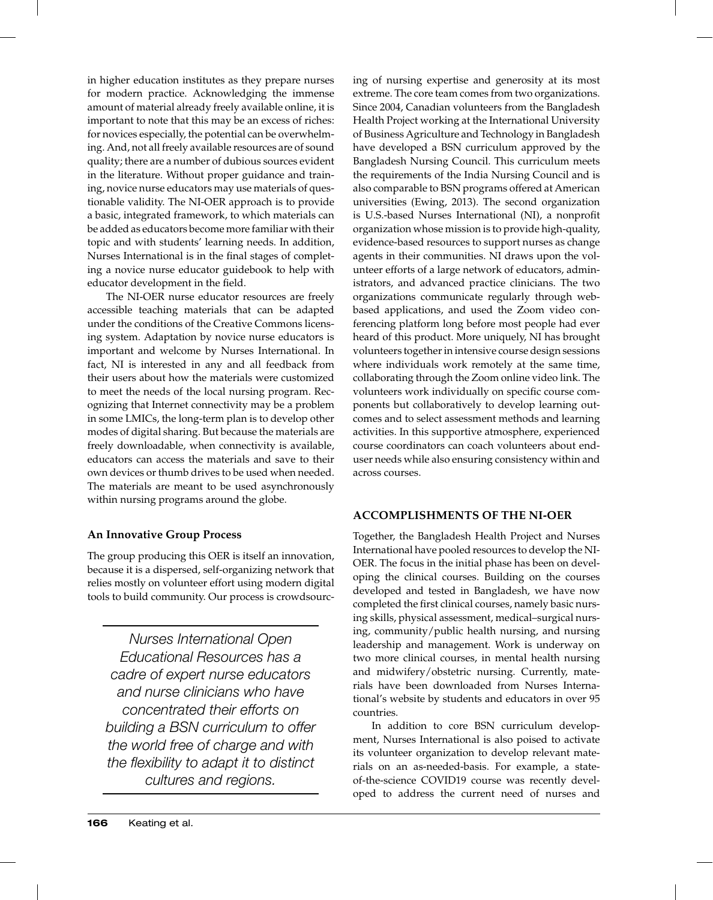in higher education institutes as they prepare nurses for modern practice. Acknowledging the immense amount of material already freely available online, it is important to note that this may be an excess of riches: for novices especially, the potential can be overwhelming. And, not all freely available resources are of sound quality; there are a number of dubious sources evident in the literature. Without proper guidance and training, novice nurse educators may use materials of questionable validity. The NI-OER approach is to provide a basic, integrated framework, to which materials can be added as educators become more familiar with their topic and with students' learning needs. In addition, Nurses International is in the final stages of completing a novice nurse educator guidebook to help with educator development in the field.

The NI-OER nurse educator resources are freely accessible teaching materials that can be adapted under the conditions of the Creative Commons licensing system. Adaptation by novice nurse educators is important and welcome by Nurses International. In fact, NI is interested in any and all feedback from their users about how the materials were customized to meet the needs of the local nursing program. Recognizing that Internet connectivity may be a problem in some LMICs, the long-term plan is to develop other modes of digital sharing. But because the materials are freely downloadable, when connectivity is available, educators can access the materials and save to their own devices or thumb drives to be used when needed. The materials are meant to be used asynchronously within nursing programs around the globe.

### An Innovative Group Process

The group producing this OER is itself an innovation, because it is a dispersed, self-organizing network that relies mostly on volunteer effort using modern digital tools to build community. Our process is crowdsourcing of nursing expertise and generosity at its most extreme. The core team comes from two organizations. Since 2004, Canadian volunteers from the Bangladesh Health Project working at the International University of Business Agriculture and Technology in Bangladesh have developed a BSN curriculum approved by the Bangladesh Nursing Council. This curriculum meets the requirements of the India Nursing Council and is also comparable to BSN programs offered at American universities (Ewing, 2013). The second organization is U.S.-based Nurses International (NI), a nonprofit organization whose mission is to provide high-quality, evidence-based resources to support nurses as change agents in their communities. NI draws upon the volunteer efforts of a large network of educators, administrators, and advanced practice clinicians. The two organizations communicate regularly through web-based applications, and used the Zoom video conferencing platform long before most people had ever heard of this product. More uniquely, NI has brought volunteers together in intensive course design sessions where individuals work remotely at the same time, collaborating through the Zoom online video link. The volunteers work individually on specific course components but collaboratively to develop learning outcomes and to select assessment methods and learning activities. In this supportive atmosphere, experienced course coordinators can coach volunteers about end-user needs while also ensuring consistency within and across courses.

> *Nurses International Open Educational Resources has a cadre of expert nurse educators and nurse clinicians who have concentrated their efforts on building a BSN curriculum to offer the world free of charge and with the flexibility to adapt it to distinct cultures and regions.*

## ACCOMPLISHMENTS OF THE NI-OER

Together, the Bangladesh Health Project and Nurses International have pooled resources to develop the NI-OER. The focus in the initial phase has been on developing the clinical courses. Building on the courses developed and tested in Bangladesh, we have now completed the first clinical courses, namely basic nursing skills, physical assessment, medical–surgical nursing, community/public health nursing, and nursing leadership and management. Work is underway on two more clinical courses, in mental health nursing and midwifery/obstetric nursing. Currently, materials have been downloaded from Nurses International's website by students and educators in over 95 countries.

In addition to core BSN curriculum development, Nurses International is also poised to activate its volunteer organization to develop relevant materials on an as-needed-basis. For example, a state-of-the-science COVID19 course was recently developed to address the current need of nurses and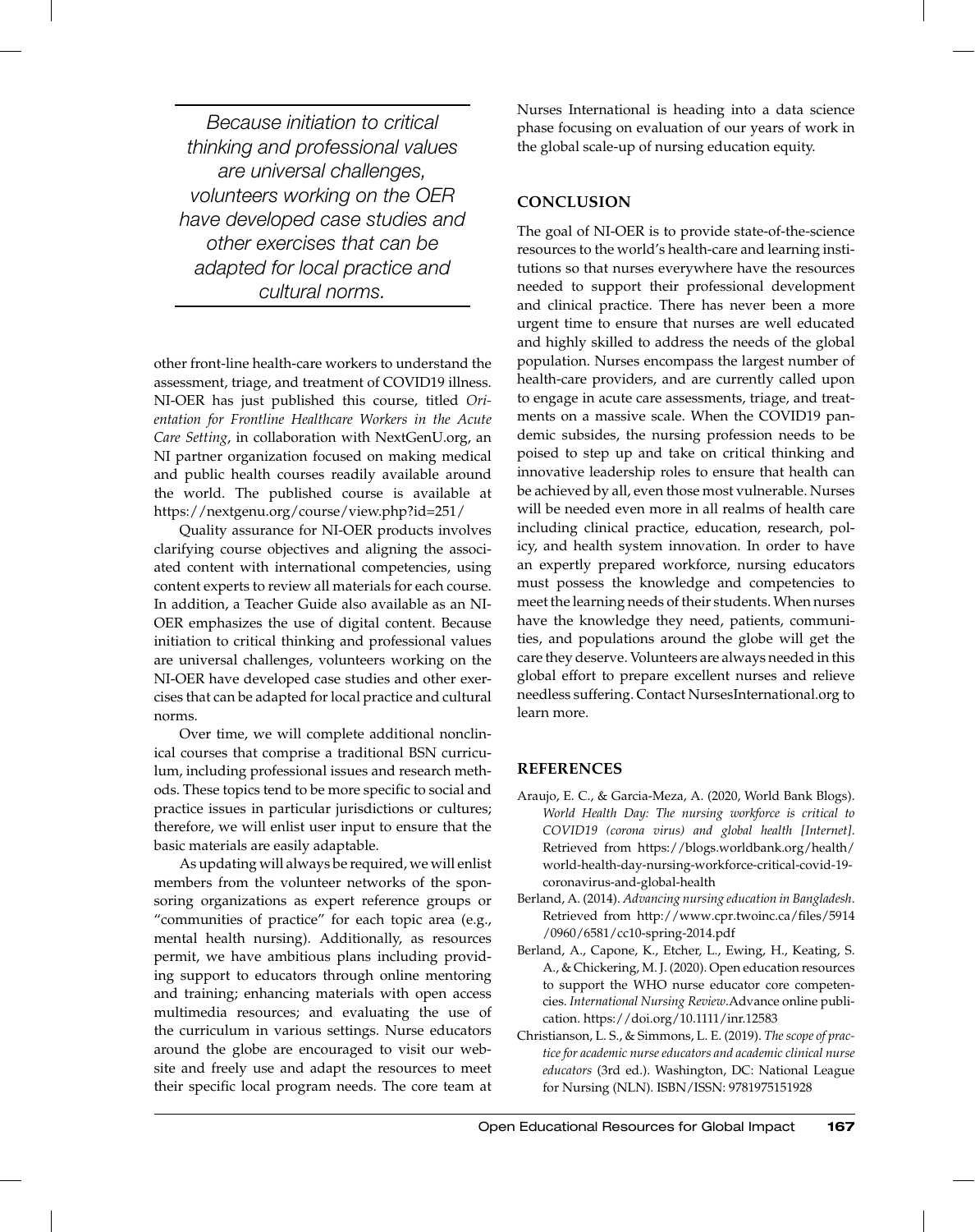> *Because initiation to critical thinking and professional values are universal challenges, volunteers working on the OER have developed case studies and other exercises that can be adapted for local practice and cultural norms.*

other front-line health-care workers to understand the assessment, triage, and treatment of COVID19 illness. NI-OER has just published this course, titled *Orientation for Frontline Healthcare Workers in the Acute Care Setting*, in collaboration with NextGenU.org, an NI partner organization focused on making medical and public health courses readily available around the world. The published course is available at https://nextgenu.org/course/view.php?id=251/

Quality assurance for NI-OER products involves clarifying course objectives and aligning the associated content with international competencies, using content experts to review all materials for each course. In addition, a Teacher Guide also available as an NI-OER emphasizes the use of digital content. Because initiation to critical thinking and professional values are universal challenges, volunteers working on the NI-OER have developed case studies and other exercises that can be adapted for local practice and cultural norms.

Over time, we will complete additional nonclinical courses that comprise a traditional BSN curriculum, including professional issues and research methods. These topics tend to be more specific to social and practice issues in particular jurisdictions or cultures; therefore, we will enlist user input to ensure that the basic materials are easily adaptable.

As updating will always be required, we will enlist members from the volunteer networks of the sponsoring organizations as expert reference groups or "communities of practice" for each topic area (e.g., mental health nursing). Additionally, as resources permit, we have ambitious plans including providing support to educators through online mentoring and training; enhancing materials with open access multimedia resources; and evaluating the use of the curriculum in various settings. Nurse educators around the globe are encouraged to visit our website and freely use and adapt the resources to meet their specific local program needs. The core team at Nurses International is heading into a data science phase focusing on evaluation of our years of work in the global scale-up of nursing education equity.

## CONCLUSION

The goal of NI-OER is to provide state-of-the-science resources to the world's health-care and learning institutions so that nurses everywhere have the resources needed to support their professional development and clinical practice. There has never been a more urgent time to ensure that nurses are well educated and highly skilled to address the needs of the global population. Nurses encompass the largest number of health-care providers, and are currently called upon to engage in acute care assessments, triage, and treatments on a massive scale. When the COVID19 pandemic subsides, the nursing profession needs to be poised to step up and take on critical thinking and innovative leadership roles to ensure that health can be achieved by all, even those most vulnerable. Nurses will be needed even more in all realms of health care including clinical practice, education, research, policy, and health system innovation. In order to have an expertly prepared workforce, nursing educators must possess the knowledge and competencies to meet the learning needs of their students. When nurses have the knowledge they need, patients, communities, and populations around the globe will get the care they deserve. Volunteers are always needed in this global effort to prepare excellent nurses and relieve needless suffering. Contact NursesInternational.org to learn more.

## REFERENCES

Araujo, E. C., & Garcia-Meza, A. (2020, World Bank Blogs). *World Health Day: The nursing workforce is critical to COVID19 (corona virus) and global health [Internet]*. Retrieved from https://blogs.worldbank.org/health/world-health-day-nursing-workforce-critical-covid-19-coronavirus-and-global-health

Berland, A. (2014). *Advancing nursing education in Bangladesh*. Retrieved from http://www.cpr.twoinc.ca/files/5914/0960/6581/cc10-spring-2014.pdf

Berland, A., Capone, K., Etcher, L., Ewing, H., Keating, S. A., & Chickering, M. J. (2020). Open education resources to support the WHO nurse educator core competencies. *International Nursing Review*.Advance online publication. https://doi.org/10.1111/inr.12583

Christianson, L. S., & Simmons, L. E. (2019). *The scope of practice for academic nurse educators and academic clinical nurse educators* (3rd ed.). Washington, DC: National League for Nursing (NLN). ISBN/ISSN: 9781975151928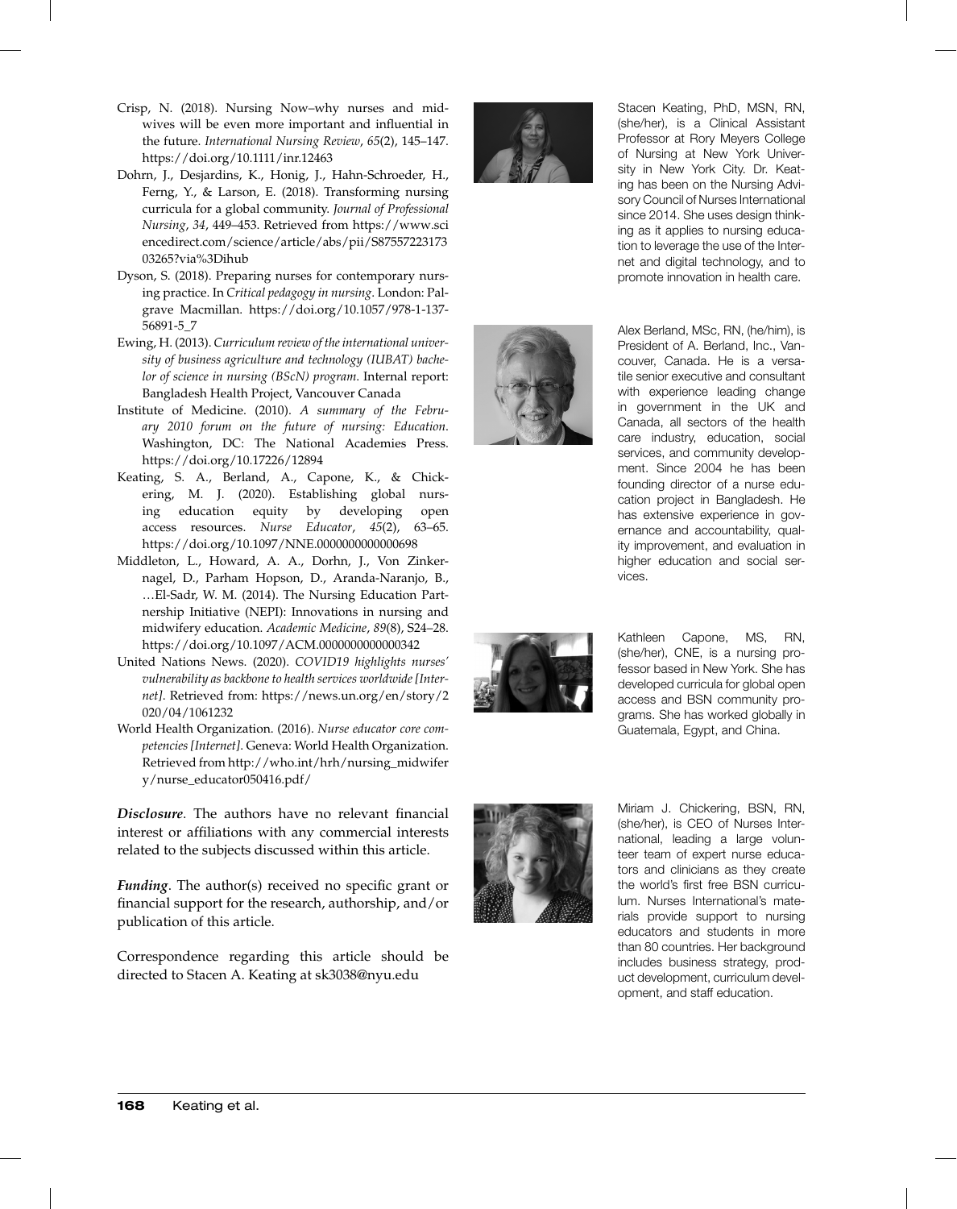Crisp, N. (2018). Nursing Now–why nurses and midwives will be even more important and influential in the future. *International Nursing Review*, *65*(2), 145–147. https://doi.org/10.1111/inr.12463

Dohrn, J., Desjardins, K., Honig, J., Hahn-Schroeder, H., Ferng, Y., & Larson, E. (2018). Transforming nursing curricula for a global community. *Journal of Professional Nursing*, *34*, 449–453. Retrieved from https://www.sciencedirect.com/science/article/abs/pii/S8755722317303265?via%3Dihub

Dyson, S. (2018). Preparing nurses for contemporary nursing practice. In *Critical pedagogy in nursing*. London: Palgrave Macmillan. https://doi.org/10.1057/978-1-137-56891-5_7

Ewing, H. (2013). *Curriculum review of the international university of business agriculture and technology (IUBAT) bachelor of science in nursing (BScN) program.* Internal report: Bangladesh Health Project, Vancouver Canada

Institute of Medicine. (2010). *A summary of the February 2010 forum on the future of nursing: Education*. Washington, DC: The National Academies Press. https://doi.org/10.17226/12894

Keating, S. A., Berland, A., Capone, K., & Chickering, M. J. (2020). Establishing global nursing education equity by developing open access resources. *Nurse Educator*, *45*(2), 63–65. https://doi.org/10.1097/NNE.0000000000000698

Middleton, L., Howard, A. A., Dohrn, J., Von Zinkernagel, D., Parham Hopson, D., Aranda-Naranjo, B., …El-Sadr, W. M. (2014). The Nursing Education Partnership Initiative (NEPI): Innovations in nursing and midwifery education. *Academic Medicine*, *89*(8), S24–28. https://doi.org/10.1097/ACM.0000000000000342

United Nations News. (2020). *COVID19 highlights nurses' vulnerability as backbone to health services worldwide [Internet].* Retrieved from: https://news.un.org/en/story/2020/04/1061232

World Health Organization. (2016). *Nurse educator core competencies [Internet].* Geneva: World Health Organization. Retrieved from http://who.int/hrh/nursing_midwifery/nurse_educator050416.pdf/

***Disclosure***. The authors have no relevant financial interest or affiliations with any commercial interests related to the subjects discussed within this article.

***Funding***. The author(s) received no specific grant or financial support for the research, authorship, and/or publication of this article.

Correspondence regarding this article should be directed to Stacen A. Keating at sk3038@nyu.edu

Stacen Keating, PhD, MSN, RN, (she/her), is a Clinical Assistant Professor at Rory Meyers College of Nursing at New York University in New York City. Dr. Keating has been on the Nursing Advisory Council of Nurses International since 2014. She uses design thinking as it applies to nursing education to leverage the use of the Internet and digital technology, and to promote innovation in health care.

Alex Berland, MSc, RN, (he/him), is President of A. Berland, Inc., Vancouver, Canada. He is a versatile senior executive and consultant with experience leading change in government in the UK and Canada, all sectors of the health care industry, education, social services, and community development. Since 2004 he has been founding director of a nurse education project in Bangladesh. He has extensive experience in governance and accountability, quality improvement, and evaluation in higher education and social services.

Kathleen Capone, MS, RN, (she/her), CNE, is a nursing professor based in New York. She has developed curricula for global open access and BSN community programs. She has worked globally in Guatemala, Egypt, and China.

Miriam J. Chickering, BSN, RN, (she/her), is CEO of Nurses International, leading a large volunteer team of expert nurse educators and clinicians as they create the world's first free BSN curriculum. Nurses International's materials provide support to nursing educators and students in more than 80 countries. Her background includes business strategy, product development, curriculum development, and staff education.